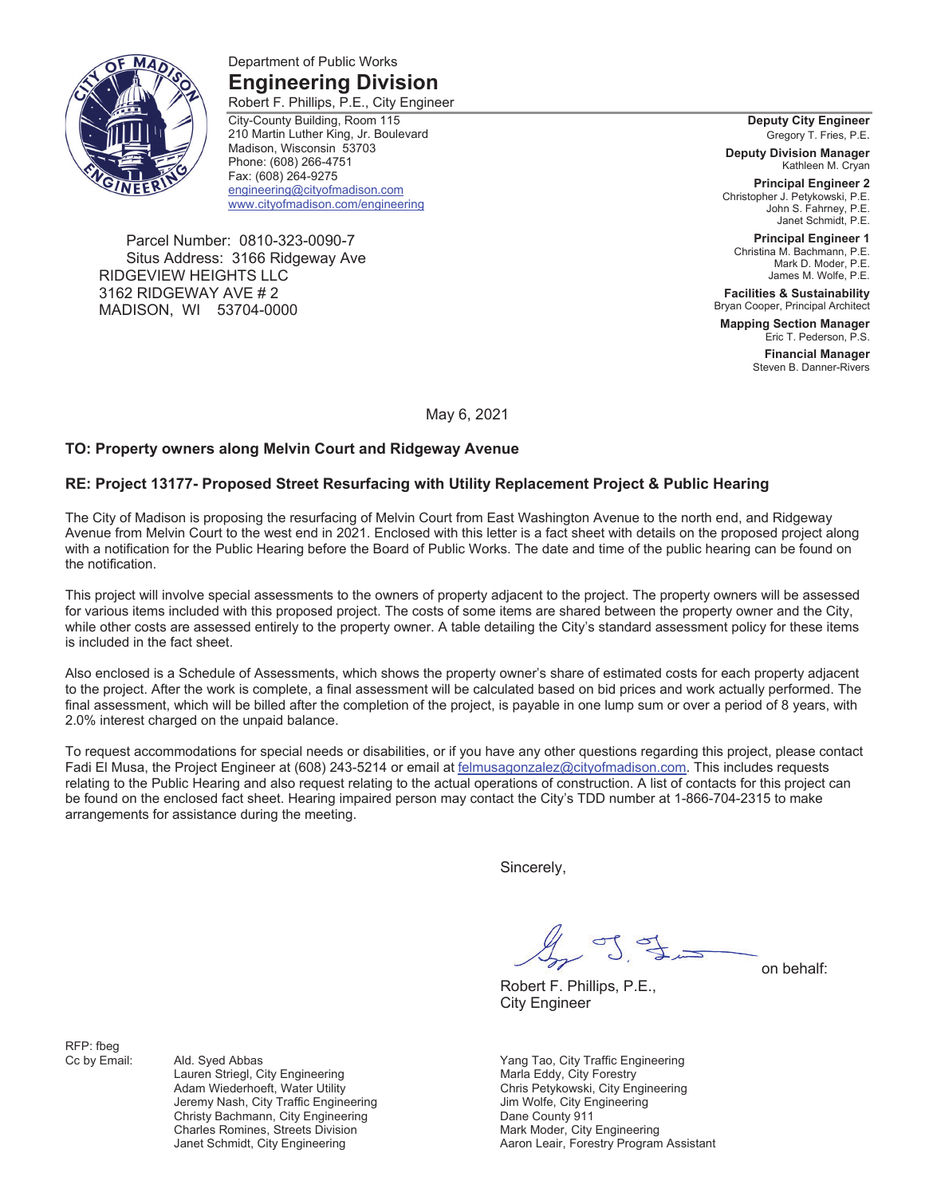Department of Public Works

# Engineering Division

Robert F. Phillips, P.E., City Engineer

City-County Building, Room 115
210 Martin Luther King, Jr. Boulevard
Madison, Wisconsin 53703
Phone: (608) 266-4751
Fax: (608) 264-9275
engineering@cityofmadison.com
www.cityofmadison.com/engineering

**Deputy City Engineer**
Gregory T. Fries, P.E.

**Deputy Division Manager**
Kathleen M. Cryan

**Principal Engineer 2**
Christopher J. Petykowski, P.E.
John S. Fahrney, P.E.
Janet Schmidt, P.E.

**Principal Engineer 1**
Christina M. Bachmann, P.E.
Mark D. Moder, P.E.
James M. Wolfe, P.E.

**Facilities & Sustainability**
Bryan Cooper, Principal Architect

**Mapping Section Manager**
Eric T. Pederson, P.S.

**Financial Manager**
Steven B. Danner-Rivers

Parcel Number: 0810-323-0090-7
Situs Address: 3166 Ridgeway Ave
RIDGEVIEW HEIGHTS LLC
3162 RIDGEWAY AVE # 2
MADISON, WI 53704-0000

May 6, 2021

**TO: Property owners along Melvin Court and Ridgeway Avenue**

**RE: Project 13177- Proposed Street Resurfacing with Utility Replacement Project & Public Hearing**

The City of Madison is proposing the resurfacing of Melvin Court from East Washington Avenue to the north end, and Ridgeway Avenue from Melvin Court to the west end in 2021. Enclosed with this letter is a fact sheet with details on the proposed project along with a notification for the Public Hearing before the Board of Public Works. The date and time of the public hearing can be found on the notification.

This project will involve special assessments to the owners of property adjacent to the project. The property owners will be assessed for various items included with this proposed project. The costs of some items are shared between the property owner and the City, while other costs are assessed entirely to the property owner. A table detailing the City's standard assessment policy for these items is included in the fact sheet.

Also enclosed is a Schedule of Assessments, which shows the property owner's share of estimated costs for each property adjacent to the project. After the work is complete, a final assessment will be calculated based on bid prices and work actually performed. The final assessment, which will be billed after the completion of the project, is payable in one lump sum or over a period of 8 years, with 2.0% interest charged on the unpaid balance.

To request accommodations for special needs or disabilities, or if you have any other questions regarding this project, please contact Fadi El Musa, the Project Engineer at (608) 243-5214 or email at felmusagonzalez@cityofmadison.com. This includes requests relating to the Public Hearing and also request relating to the actual operations of construction. A list of contacts for this project can be found on the enclosed fact sheet. Hearing impaired person may contact the City's TDD number at 1-866-704-2315 to make arrangements for assistance during the meeting.

Sincerely,

on behalf:

Robert F. Phillips, P.E.,
City Engineer

RFP: fbeg

Cc by Email:
Ald. Syed Abbas
Lauren Striegl, City Engineering
Adam Wiederhoeft, Water Utility
Jeremy Nash, City Traffic Engineering
Christy Bachmann, City Engineering
Charles Romines, Streets Division
Janet Schmidt, City Engineering
Yang Tao, City Traffic Engineering
Marla Eddy, City Forestry
Chris Petykowski, City Engineering
Jim Wolfe, City Engineering
Dane County 911
Mark Moder, City Engineering
Aaron Leair, Forestry Program Assistant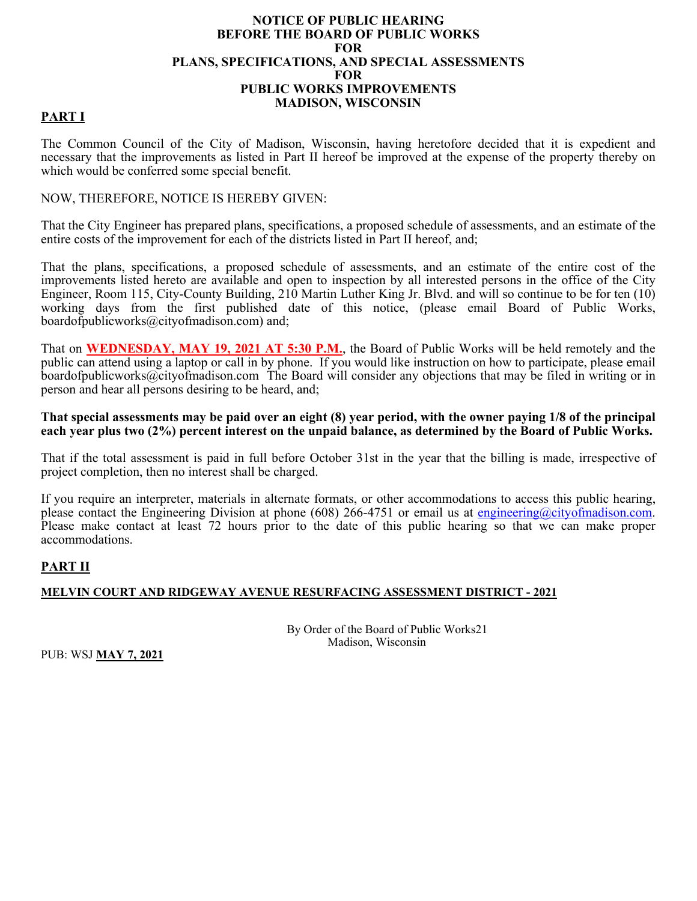# NOTICE OF PUBLIC HEARING
# BEFORE THE BOARD OF PUBLIC WORKS
# FOR
# PLANS, SPECIFICATIONS, AND SPECIAL ASSESSMENTS
# FOR
# PUBLIC WORKS IMPROVEMENTS
# MADISON, WISCONSIN

## PART I

The Common Council of the City of Madison, Wisconsin, having heretofore decided that it is expedient and necessary that the improvements as listed in Part II hereof be improved at the expense of the property thereby on which would be conferred some special benefit.

NOW, THEREFORE, NOTICE IS HEREBY GIVEN:

That the City Engineer has prepared plans, specifications, a proposed schedule of assessments, and an estimate of the entire costs of the improvement for each of the districts listed in Part II hereof, and;

That the plans, specifications, a proposed schedule of assessments, and an estimate of the entire cost of the improvements listed hereto are available and open to inspection by all interested persons in the office of the City Engineer, Room 115, City-County Building, 210 Martin Luther King Jr. Blvd. and will so continue to be for ten (10) working days from the first published date of this notice, (please email Board of Public Works, boardofpublicworks@cityofmadison.com) and;

That on **WEDNESDAY, MAY 19, 2021 AT 5:30 P.M.**, the Board of Public Works will be held remotely and the public can attend using a laptop or call in by phone. If you would like instruction on how to participate, please email boardofpublicworks@cityofmadison.com The Board will consider any objections that may be filed in writing or in person and hear all persons desiring to be heard, and;

**That special assessments may be paid over an eight (8) year period, with the owner paying 1/8 of the principal each year plus two (2%) percent interest on the unpaid balance, as determined by the Board of Public Works.**

That if the total assessment is paid in full before October 31st in the year that the billing is made, irrespective of project completion, then no interest shall be charged.

If you require an interpreter, materials in alternate formats, or other accommodations to access this public hearing, please contact the Engineering Division at phone (608) 266-4751 or email us at engineering@cityofmadison.com. Please make contact at least 72 hours prior to the date of this public hearing so that we can make proper accommodations.

## PART II

**MELVIN COURT AND RIDGEWAY AVENUE RESURFACING ASSESSMENT DISTRICT - 2021**

By Order of the Board of Public Works21
Madison, Wisconsin

PUB: WSJ **MAY 7, 2021**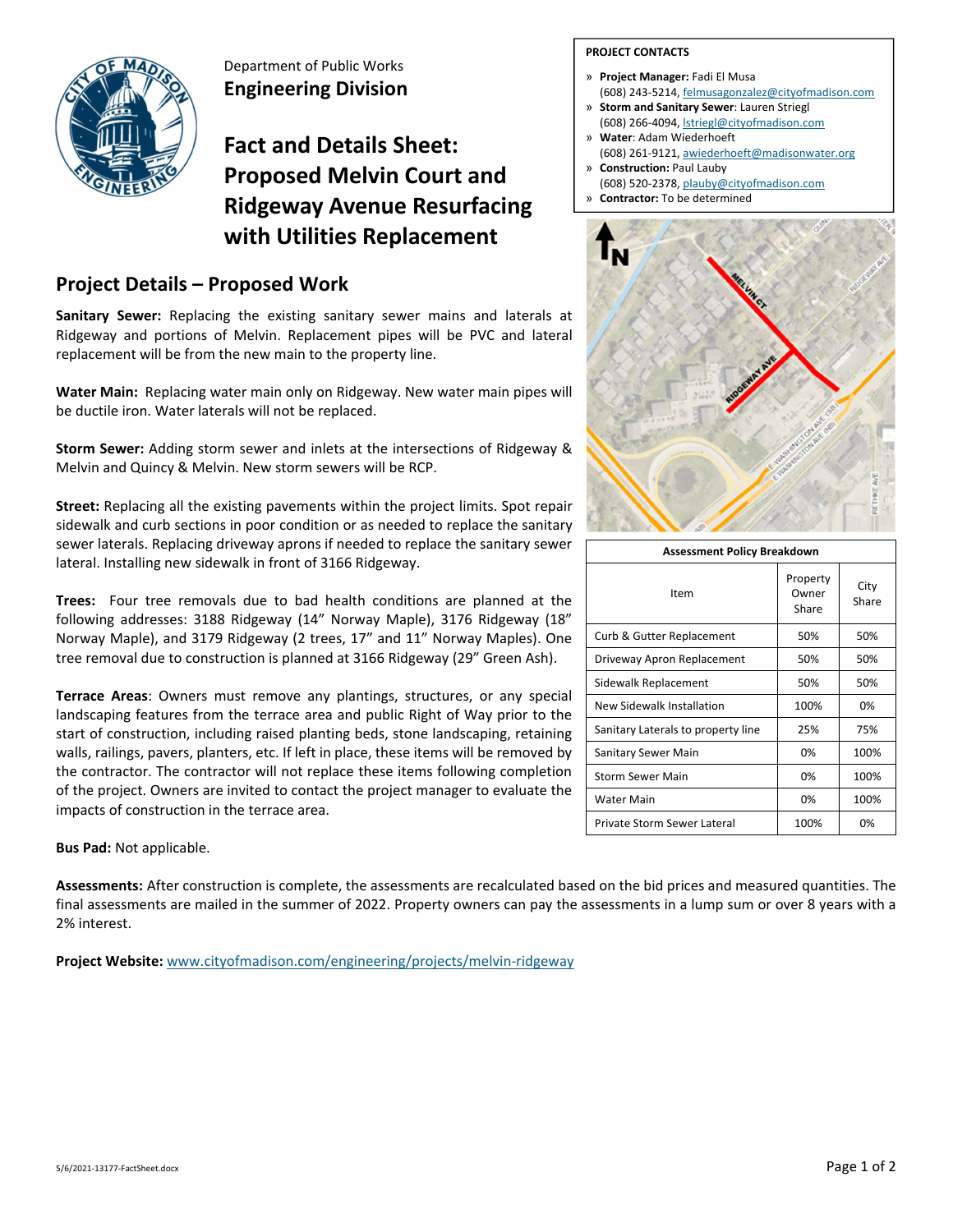Department of Public Works
**Engineering Division**

# Fact and Details Sheet: Proposed Melvin Court and Ridgeway Avenue Resurfacing with Utilities Replacement

**PROJECT CONTACTS**

- **Project Manager:** Fadi El Musa
  (608) 243-5214, felmusagonzalez@cityofmadison.com
- **Storm and Sanitary Sewer**: Lauren Striegl
  (608) 266-4094, lstriegl@cityofmadison.com
- **Water**: Adam Wiederhoeft
  (608) 261-9121, awiederhoeft@madisonwater.org
- **Construction:** Paul Lauby
  (608) 520-2378, plauby@cityofmadison.com
- **Contractor:** To be determined

## Project Details – Proposed Work

**Sanitary Sewer:** Replacing the existing sanitary sewer mains and laterals at Ridgeway and portions of Melvin. Replacement pipes will be PVC and lateral replacement will be from the new main to the property line.

**Water Main:** Replacing water main only on Ridgeway. New water main pipes will be ductile iron. Water laterals will not be replaced.

**Storm Sewer:** Adding storm sewer and inlets at the intersections of Ridgeway & Melvin and Quincy & Melvin. New storm sewers will be RCP.

**Street:** Replacing all the existing pavements within the project limits. Spot repair sidewalk and curb sections in poor condition or as needed to replace the sanitary sewer laterals. Replacing driveway aprons if needed to replace the sanitary sewer lateral. Installing new sidewalk in front of 3166 Ridgeway.

**Trees:** Four tree removals due to bad health conditions are planned at the following addresses: 3188 Ridgeway (14" Norway Maple), 3176 Ridgeway (18" Norway Maple), and 3179 Ridgeway (2 trees, 17" and 11" Norway Maples). One tree removal due to construction is planned at 3166 Ridgeway (29" Green Ash).

**Terrace Areas**: Owners must remove any plantings, structures, or any special landscaping features from the terrace area and public Right of Way prior to the start of construction, including raised planting beds, stone landscaping, retaining walls, railings, pavers, planters, etc. If left in place, these items will be removed by the contractor. The contractor will not replace these items following completion of the project. Owners are invited to contact the project manager to evaluate the impacts of construction in the terrace area.

**Bus Pad:** Not applicable.

| Assessment Policy Breakdown | | |
|---|---|---|
| Item | Property Owner Share | City Share |
| Curb & Gutter Replacement | 50% | 50% |
| Driveway Apron Replacement | 50% | 50% |
| Sidewalk Replacement | 50% | 50% |
| New Sidewalk Installation | 100% | 0% |
| Sanitary Laterals to property line | 25% | 75% |
| Sanitary Sewer Main | 0% | 100% |
| Storm Sewer Main | 0% | 100% |
| Water Main | 0% | 100% |
| Private Storm Sewer Lateral | 100% | 0% |

**Assessments:** After construction is complete, the assessments are recalculated based on the bid prices and measured quantities. The final assessments are mailed in the summer of 2022. Property owners can pay the assessments in a lump sum or over 8 years with a 2% interest.

**Project Website:** www.cityofmadison.com/engineering/projects/melvin-ridgeway

5/6/2021-13177-FactSheet.docx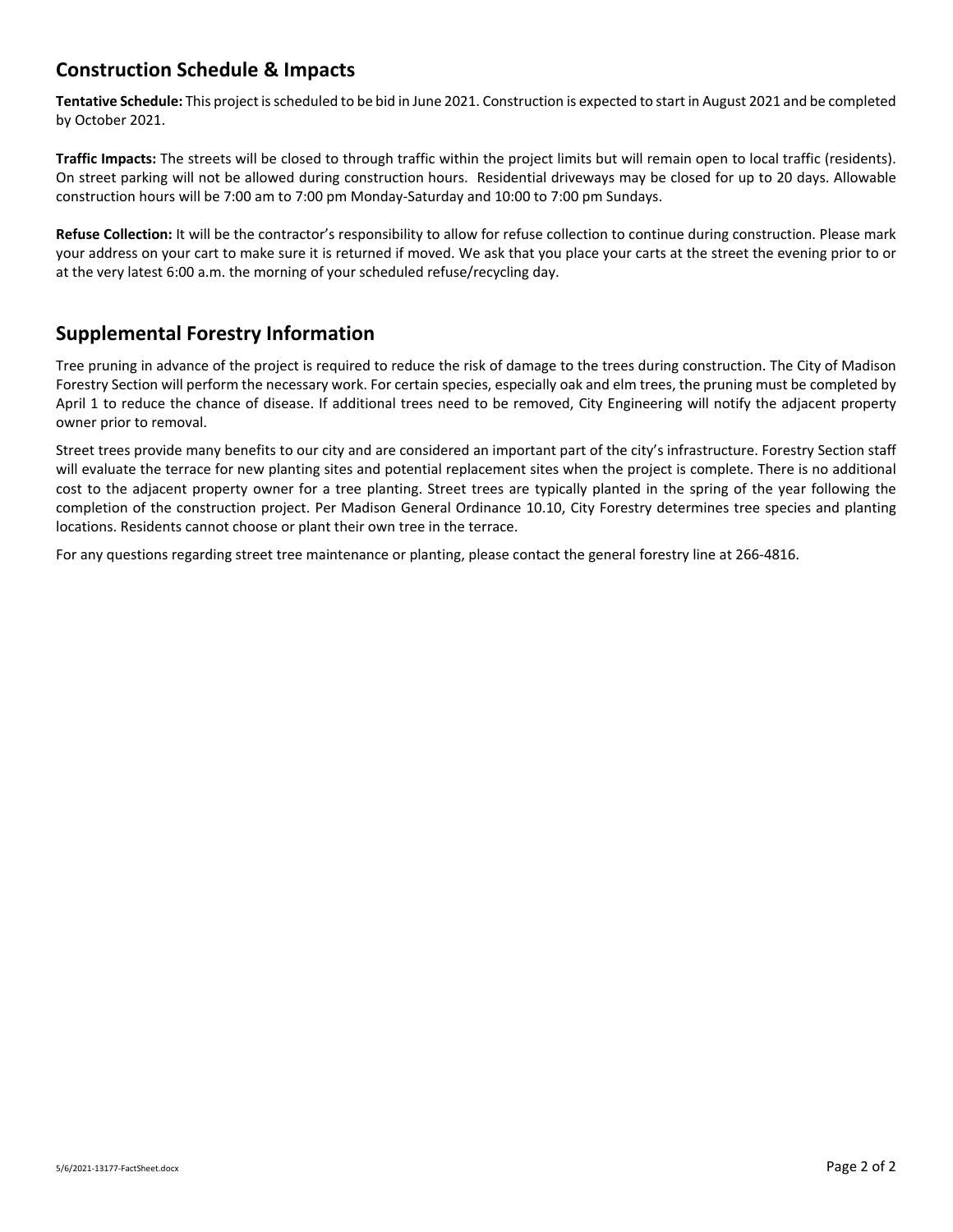## Construction Schedule & Impacts

**Tentative Schedule:** This project is scheduled to be bid in June 2021. Construction is expected to start in August 2021 and be completed by October 2021.

**Traffic Impacts:** The streets will be closed to through traffic within the project limits but will remain open to local traffic (residents). On street parking will not be allowed during construction hours. Residential driveways may be closed for up to 20 days. Allowable construction hours will be 7:00 am to 7:00 pm Monday-Saturday and 10:00 to 7:00 pm Sundays.

**Refuse Collection:** It will be the contractor's responsibility to allow for refuse collection to continue during construction. Please mark your address on your cart to make sure it is returned if moved. We ask that you place your carts at the street the evening prior to or at the very latest 6:00 a.m. the morning of your scheduled refuse/recycling day.

## Supplemental Forestry Information

Tree pruning in advance of the project is required to reduce the risk of damage to the trees during construction. The City of Madison Forestry Section will perform the necessary work. For certain species, especially oak and elm trees, the pruning must be completed by April 1 to reduce the chance of disease. If additional trees need to be removed, City Engineering will notify the adjacent property owner prior to removal.

Street trees provide many benefits to our city and are considered an important part of the city's infrastructure. Forestry Section staff will evaluate the terrace for new planting sites and potential replacement sites when the project is complete. There is no additional cost to the adjacent property owner for a tree planting. Street trees are typically planted in the spring of the year following the completion of the construction project. Per Madison General Ordinance 10.10, City Forestry determines tree species and planting locations. Residents cannot choose or plant their own tree in the terrace.

For any questions regarding street tree maintenance or planting, please contact the general forestry line at 266-4816.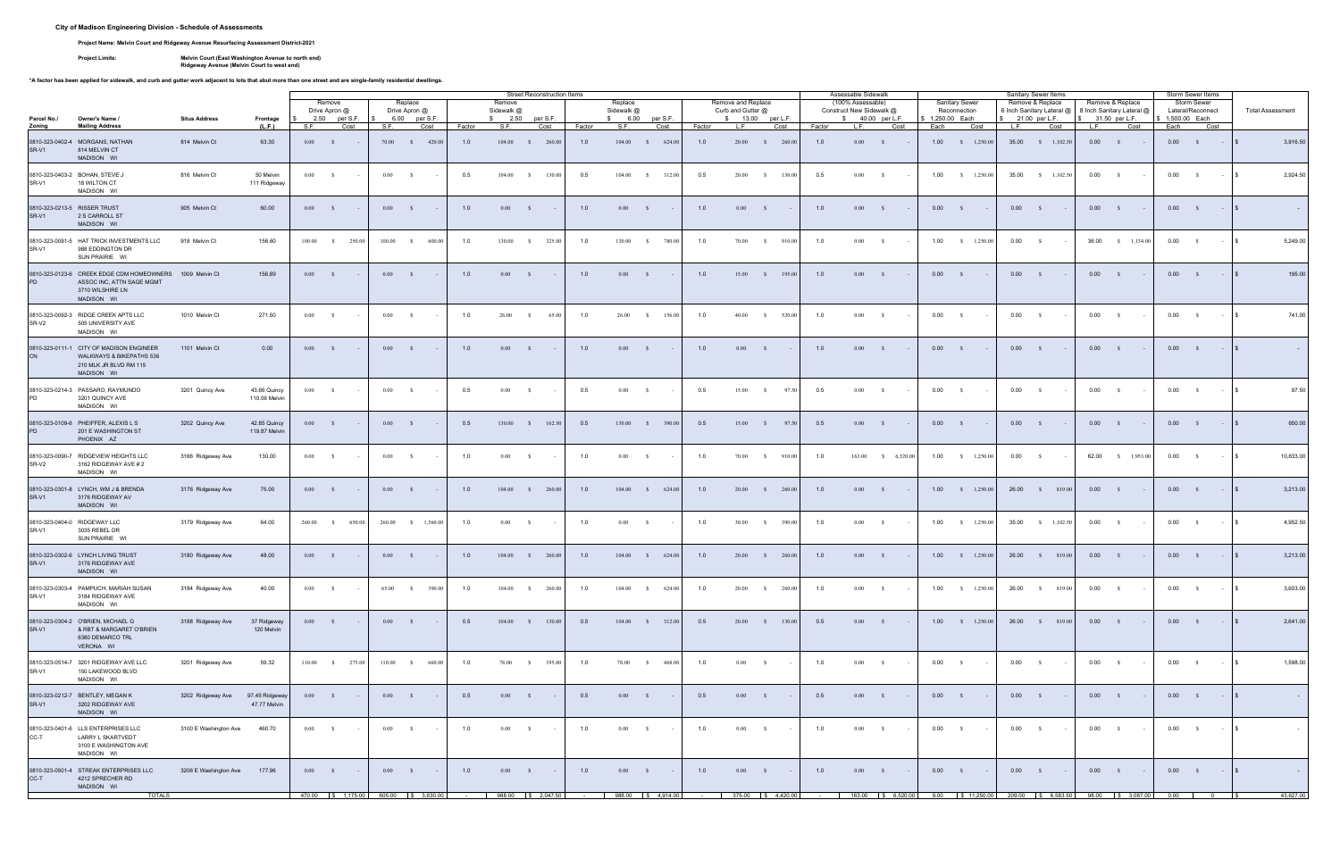# City of Madison Engineering Division - Schedule of Assessments

**Project Name: Melvin Court and Ridgeway Avenue Resurfacing Assessment District-2021**

**Project Limits:** Melvin Court (East Washington Avenue to north end)
Ridgeway Avenue (Melvin Court to west end)

**\*A factor has been applied for sidewalk, and curb and gutter work adjacent to lots that abut more than one street and are single-family residential dwellings.**

| | | | | Street Reconstruction Items | | | | | | | | | | | | | | | | | | Sanitary Sewer Items | | | | | | Storm Sewer Items | | |
|---|---|---|---|---|---|---|---|---|---|---|---|---|---|---|---|---|---|---|---|---|---|---|---|---|---|---|---|---|---|---|
| | | | | Remove Drive Apron @ $ 2.50 per S.F. | | Replace Drive Apron @ $ 6.00 per S.F. | | | Remove Sidewalk @ $ 2.50 per S.F. | | | Replace Sidewalk @ $ 6.00 per S.F. | | | Remove and Replace Curb and Gutter @ $ 13.00 per L.F. | | | Assessable Sidewalk (100% Assessable) Construct New Sidewalk @ $ 40.00 per L.F. | | Sanitary Sewer Reconnection $ 1,250.00 Each | | Remove & Replace 6 Inch Sanitary Lateral @ $ 21.00 per L.F. | | Remove & Replace 8 Inch Sanitary Lateral @ $ 31.50 per L.F. | | Storm Sewer Lateral/Reconnect $ 1,500.00 Each | | |
| Parcel No./ Zoning | Owner's Name / Mailing Address | Situs Address | Frontage (L.F.) | S.F. | Cost | S.F. | Cost | Factor | S.F. | Cost | Factor | S.F. | Cost | Factor | L.F. | Cost | Factor | L.F. | Cost | Each | Cost | L.F. | Cost | L.F. | Cost | Each | Cost | Total Assessment |
| 0810-323-0402-4 SR-V1 | MORGANS, NATHAN 814 MELVIN CT MADISON WI | 814 Melvin Ct | 63.30 | 0.00 | $ - | 70.00 | $ 420.00 | 1.0 | 104.00 | $ 260.00 | 1.0 | 104.00 | $ 624.00 | 1.0 | 20.00 | $ 260.00 | 1.0 | 0.00 | $ - | 1.00 | $ 1,250.00 | 35.00 | $ 1,102.50 | 0.00 | $ - | 0.00 | $ - | $ 3,916.50 |
| 0810-323-0403-2 SR-V1 | BOHAN, STEVE J 18 WILTON CT MADISON WI | 816 Melvin Ct | 50 Melvin 111 Ridgeway | 0.00 | $ - | 0.00 | $ - | 0.5 | 104.00 | $ 130.00 | 0.5 | 104.00 | $ 312.00 | 0.5 | 20.00 | $ 130.00 | 0.5 | 0.00 | $ - | 1.00 | $ 1,250.00 | 35.00 | $ 1,102.50 | 0.00 | $ - | 0.00 | $ - | $ 2,924.50 |
| 0810-323-0213-5 SR-V1 | RISSER TRUST 2 S CARROLL ST MADISON WI | 905 Melvin Ct | 60.00 | 0.00 | $ - | 0.00 | $ - | 1.0 | 0.00 | $ - | 1.0 | 0.00 | $ - | 1.0 | 0.00 | $ - | 1.0 | 0.00 | $ - | 0.00 | $ - | 0.00 | $ - | 0.00 | $ - | 0.00 | $ - | $ - |
| 0810-323-0091-5 SR-V1 | HAT TRICK INVESTMENTS LLC 988 EDDINGTON DR SUN PRAIRIE WI | 918 Melvin Ct | 156.60 | 100.00 | $ 250.00 | 100.00 | $ 600.00 | 1.0 | 130.00 | $ 325.00 | 1.0 | 130.00 | $ 780.00 | 1.0 | 70.00 | $ 910.00 | 1.0 | 0.00 | $ - | 1.00 | $ 1,250.00 | 0.00 | $ - | 36.00 | $ 1,134.00 | 0.00 | $ - | $ 5,249.00 |
| 0810-323-0123-6 PD | CREEK EDGE CDM HOMEOWNERS ASSOC INC, ATTN SAGE MGMT 3710 WILSHIRE LN MADISON WI | 1009 Melvin Ct | 156.89 | 0.00 | $ - | 0.00 | $ - | 1.0 | 0.00 | $ - | 1.0 | 0.00 | $ - | 1.0 | 15.00 | $ 195.00 | 1.0 | 0.00 | $ - | 0.00 | $ - | 0.00 | $ - | 0.00 | $ - | 0.00 | $ - | $ 195.00 |
| 0810-323-0092-3 SR-V2 | RIDGE CREEK APTS LLC 505 UNIVERSITY AVE MADISON WI | 1010 Melvin Ct | 271.50 | 0.00 | $ - | 0.00 | $ - | 1.0 | 26.00 | $ 65.00 | 1.0 | 26.00 | $ 156.00 | 1.0 | 40.00 | $ 520.00 | 1.0 | 0.00 | $ - | 0.00 | $ - | 0.00 | $ - | 0.00 | $ - | 0.00 | $ - | $ 741.00 |
| 0810-323-0111-1 CN | CITY OF MADISON ENGINEER WALKWAYS & BIKEPATHS 536 210 MLK JR BLVD RM 115 MADISON WI | 1101 Melvin Ct | 0.00 | 0.00 | $ - | 0.00 | $ - | 1.0 | 0.00 | $ - | 1.0 | 0.00 | $ - | 1.0 | 0.00 | $ - | 1.0 | 0.00 | $ - | 0.00 | $ - | 0.00 | $ - | 0.00 | $ - | 0.00 | $ - | $ - |
| 0810-323-0214-3 PD | PASSARO, RAYMUNDO 3201 QUINCY AVE MADISON WI | 3201 Quincy Ave | 43.66 Quincy 110.56 Melvin | 0.00 | $ - | 0.00 | $ - | 0.5 | 0.00 | $ - | 0.5 | 0.00 | $ - | 0.5 | 15.00 | $ 97.50 | 0.5 | 0.00 | $ - | 0.00 | $ - | 0.00 | $ - | 0.00 | $ - | 0.00 | $ - | $ 97.50 |
| 0810-323-0109-6 PD | PHEIFFER, ALEXIS L S 201 E WASHINGTON ST PHOENIX AZ | 3202 Quincy Ave | 42.85 Quincy 119.87 Melvin | 0.00 | $ - | 0.00 | $ - | 0.5 | 130.00 | $ 162.50 | 0.5 | 130.00 | $ 390.00 | 0.5 | 15.00 | $ 97.50 | 0.5 | 0.00 | $ - | 0.00 | $ - | 0.00 | $ - | 0.00 | $ - | 0.00 | $ - | $ 650.00 |
| 0810-323-0090-7 SR-V2 | RIDGEVIEW HEIGHTS LLC 3162 RIDGEWAY AVE # 2 MADISON WI | 3166 Ridgeway Ave | 130.00 | 0.00 | $ - | 0.00 | $ - | 1.0 | 0.00 | $ - | 1.0 | 0.00 | $ - | 1.0 | 70.00 | $ 910.00 | 1.0 | 163.00 | $ 6,520.00 | 1.00 | $ 1,250.00 | 0.00 | $ - | 62.00 | $ 1,953.00 | 0.00 | $ - | $ 10,633.00 |
| 0810-323-0301-8 SR-V1 | LYNCH, WM J & BRENDA 3176 RIDGEWAY AV MADISON WI | 3176 Ridgeway Ave | 75.00 | 0.00 | $ - | 0.00 | $ - | 1.0 | 104.00 | $ 260.00 | 1.0 | 104.00 | $ 624.00 | 1.0 | 20.00 | $ 260.00 | 1.0 | 0.00 | $ - | 1.00 | $ 1,250.00 | 26.00 | $ 819.00 | 0.00 | $ - | 0.00 | $ - | $ 3,213.00 |
| 0810-323-0404-0 SR-V1 | RIDGEWAY LLC 3035 REBEL DR SUN PRAIRIE WI | 3179 Ridgeway Ave | 64.00 | 260.00 | $ 650.00 | 260.00 | $ 1,560.00 | 1.0 | 0.00 | $ - | 1.0 | 0.00 | $ - | 1.0 | 30.00 | $ 390.00 | 1.0 | 0.00 | $ - | 1.00 | $ 1,250.00 | 35.00 | $ 1,102.50 | 0.00 | $ - | 0.00 | $ - | $ 4,952.50 |
| 0810-323-0302-6 SR-V1 | LYNCH LIVING TRUST 3176 RIDGEWAY AVE MADISON WI | 3180 Ridgeway Ave | 48.00 | 0.00 | $ - | 0.00 | $ - | 1.0 | 104.00 | $ 260.00 | 1.0 | 104.00 | $ 624.00 | 1.0 | 20.00 | $ 260.00 | 1.0 | 0.00 | $ - | 1.00 | $ 1,250.00 | 26.00 | $ 819.00 | 0.00 | $ - | 0.00 | $ - | $ 3,213.00 |
| 0810-323-0303-4 SR-V1 | PAMPUCH, MARIAH SUSAN 3184 RIDGEWAY AVE MADISON WI | 3184 Ridgeway Ave | 40.00 | 0.00 | $ - | 65.00 | $ 390.00 | 1.0 | 104.00 | $ 260.00 | 1.0 | 104.00 | $ 624.00 | 1.0 | 20.00 | $ 260.00 | 1.0 | 0.00 | $ - | 1.00 | $ 1,250.00 | 26.00 | $ 819.00 | 0.00 | $ - | 0.00 | $ - | $ 3,603.00 |
| 0810-323-0304-2 SR-V1 | O'BRIEN, MICHAEL G & RBT & MARGARET O'BRIEN 6380 DEMARCO TRL VERONA WI | 3188 Ridgeway Ave | 37 Ridgeway 120 Melvin | 0.00 | $ - | 0.00 | $ - | 0.5 | 104.00 | $ 130.00 | 0.5 | 104.00 | $ 312.00 | 0.5 | 20.00 | $ 130.00 | 0.5 | 0.00 | $ - | 1.00 | $ 1,250.00 | 26.00 | $ 819.00 | 0.00 | $ - | 0.00 | $ - | $ 2,641.00 |
| 0810-323-0514-7 SR-V1 | 3201 RIDGEWAY AVE LLC 150 LAKEWOOD BLVD MADISON WI | 3201 Ridgeway Ave | 59.32 | 110.00 | $ 275.00 | 110.00 | $ 660.00 | 1.0 | 78.00 | $ 195.00 | 1.0 | 78.00 | $ 468.00 | 1.0 | 0.00 | $ - | 1.0 | 0.00 | $ - | 0.00 | $ - | 0.00 | $ - | 0.00 | $ - | 0.00 | $ - | $ 1,598.00 |
| 0810-323-0212-7 SR-V1 | BENTLEY, MEGAN K 3202 RIDGEWAY AVE MADISON WI | 3202 Ridgeway Ave | 97.45 Ridgeway 47.77 Melvin | 0.00 | $ - | 0.00 | $ - | 0.5 | 0.00 | $ - | 0.5 | 0.00 | $ - | 0.5 | 0.00 | $ - | 0.5 | 0.00 | $ - | 0.00 | $ - | 0.00 | $ - | 0.00 | $ - | 0.00 | $ - | $ - |
| 0810-323-0401-6 CC-T | LLS ENTERPRISES LLC LARRY L SKARTVEDT 3100 E WASHINGTON AVE MADISON WI | 3100 E Washington Ave | 460.70 | 0.00 | $ - | 0.00 | $ - | 1.0 | 0.00 | $ - | 1.0 | 0.00 | $ - | 1.0 | 0.00 | $ - | 1.0 | 0.00 | $ - | 0.00 | $ - | 0.00 | $ - | 0.00 | $ - | 0.00 | $ - | $ - |
| 0810-323-0501-4 CC-T | STREAK ENTERPRISES LLC 4212 SPRECHER RD MADISON WI | 3206 E Washington Ave | 177.96 | 0.00 | $ - | 0.00 | $ - | 1.0 | 0.00 | $ - | 1.0 | 0.00 | $ - | 1.0 | 0.00 | $ - | 1.0 | 0.00 | $ - | 0.00 | $ - | 0.00 | $ - | 0.00 | $ - | 0.00 | $ - | $ - |
| | TOTALS | | | 470.00 | $ 1,175.00 | 605.00 | $ 3,630.00 | - | 988.00 | $ 2,047.50 | - | 988.00 | $ 4,914.00 | - | 375.00 | $ 4,420.00 | - | 163.00 | $ 6,520.00 | 9.00 | $ 11,250.00 | 209.00 | $ 6,583.50 | 98.00 | $ 3,087.00 | 0.00 | 0 | $ 43,627.00 |